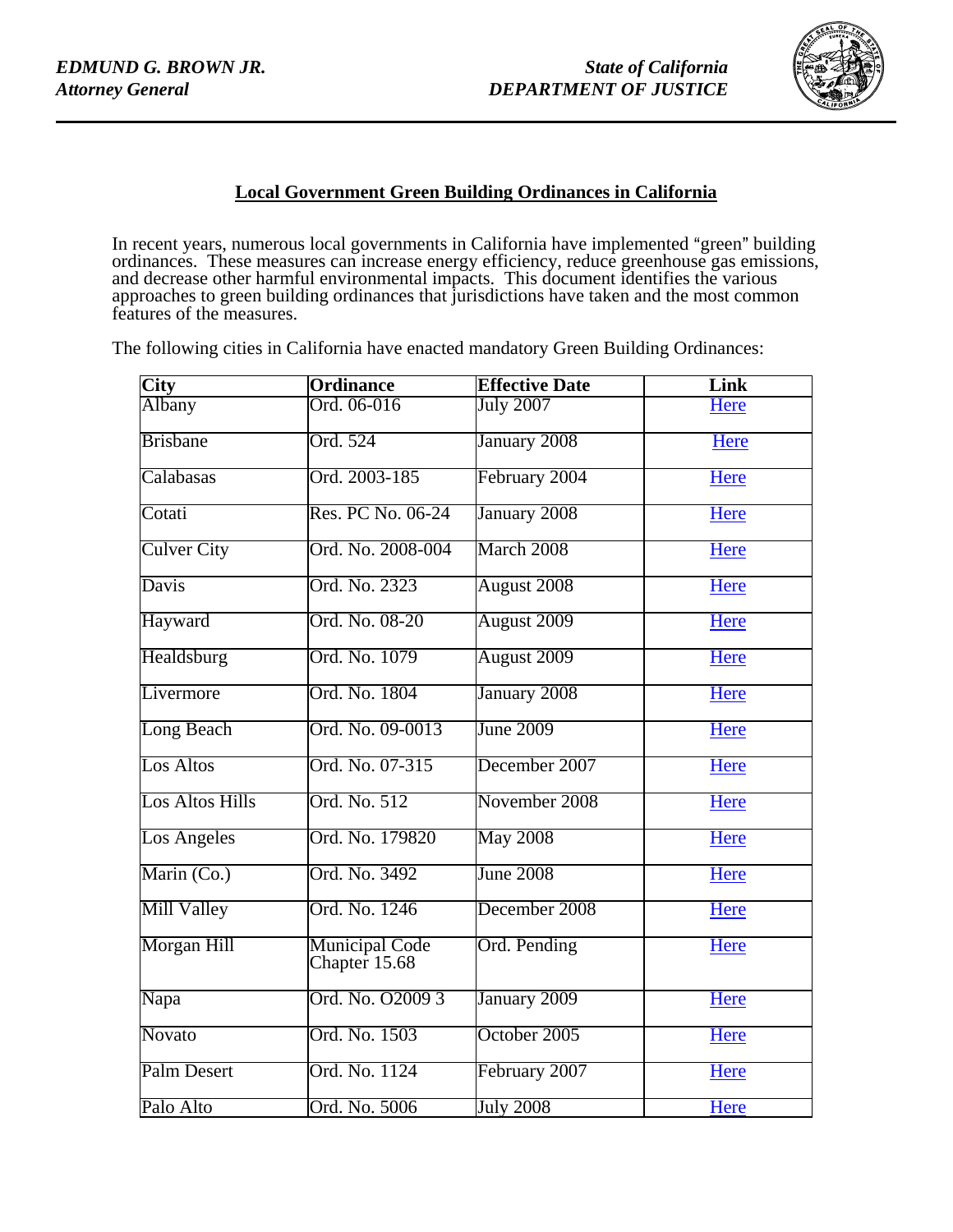*EDMUND G. BROWN JR.*
*Attorney General*

*State of California*
*DEPARTMENT OF JUSTICE*

## Local Government Green Building Ordinances in California

In recent years, numerous local governments in California have implemented "green" building ordinances. These measures can increase energy efficiency, reduce greenhouse gas emissions, and decrease other harmful environmental impacts. This document identifies the various approaches to green building ordinances that jurisdictions have taken and the most common features of the measures.

The following cities in California have enacted mandatory Green Building Ordinances:

| City | Ordinance | Effective Date | Link |
|---|---|---|---|
| Albany | Ord. 06-016 | July 2007 | Here |
| Brisbane | Ord. 524 | January 2008 | Here |
| Calabasas | Ord. 2003-185 | February 2004 | Here |
| Cotati | Res. PC No. 06-24 | January 2008 | Here |
| Culver City | Ord. No. 2008-004 | March 2008 | Here |
| Davis | Ord. No. 2323 | August 2008 | Here |
| Hayward | Ord. No. 08-20 | August 2009 | Here |
| Healdsburg | Ord. No. 1079 | August 2009 | Here |
| Livermore | Ord. No. 1804 | January 2008 | Here |
| Long Beach | Ord. No. 09-0013 | June 2009 | Here |
| Los Altos | Ord. No. 07-315 | December 2007 | Here |
| Los Altos Hills | Ord. No. 512 | November 2008 | Here |
| Los Angeles | Ord. No. 179820 | May 2008 | Here |
| Marin (Co.) | Ord. No. 3492 | June 2008 | Here |
| Mill Valley | Ord. No. 1246 | December 2008 | Here |
| Morgan Hill | Municipal Code Chapter 15.68 | Ord. Pending | Here |
| Napa | Ord. No. O2009 3 | January 2009 | Here |
| Novato | Ord. No. 1503 | October 2005 | Here |
| Palm Desert | Ord. No. 1124 | February 2007 | Here |
| Palo Alto | Ord. No. 5006 | July 2008 | Here |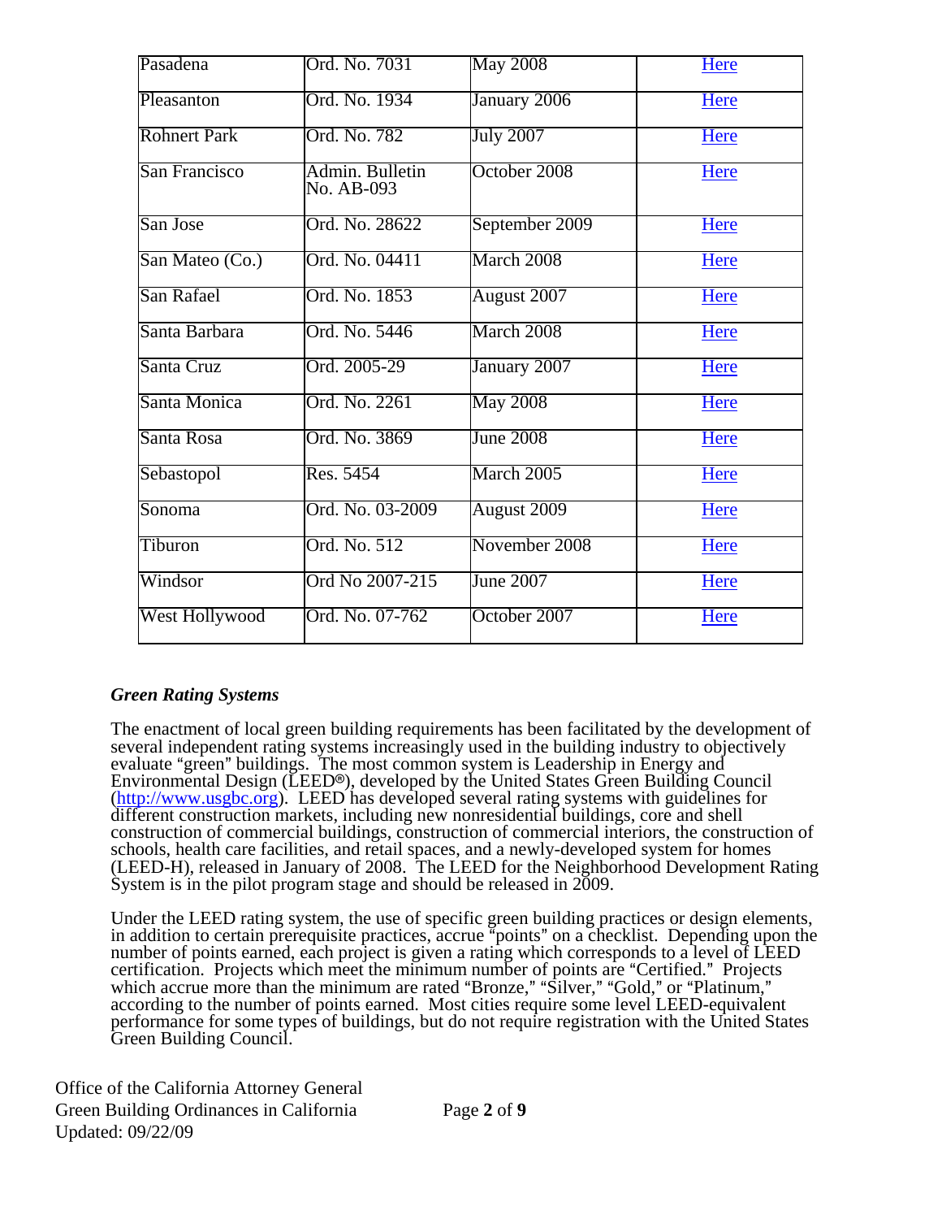| | | | |
|---|---|---|---|
| Pasadena | Ord. No. 7031 | May 2008 | Here |
| Pleasanton | Ord. No. 1934 | January 2006 | Here |
| Rohnert Park | Ord. No. 782 | July 2007 | Here |
| San Francisco | Admin. Bulletin No. AB-093 | October 2008 | Here |
| San Jose | Ord. No. 28622 | September 2009 | Here |
| San Mateo (Co.) | Ord. No. 04411 | March 2008 | Here |
| San Rafael | Ord. No. 1853 | August 2007 | Here |
| Santa Barbara | Ord. No. 5446 | March 2008 | Here |
| Santa Cruz | Ord. 2005-29 | January 2007 | Here |
| Santa Monica | Ord. No. 2261 | May 2008 | Here |
| Santa Rosa | Ord. No. 3869 | June 2008 | Here |
| Sebastopol | Res. 5454 | March 2005 | Here |
| Sonoma | Ord. No. 03-2009 | August 2009 | Here |
| Tiburon | Ord. No. 512 | November 2008 | Here |
| Windsor | Ord No 2007-215 | June 2007 | Here |
| West Hollywood | Ord. No. 07-762 | October 2007 | Here |

### *Green Rating Systems*

The enactment of local green building requirements has been facilitated by the development of several independent rating systems increasingly used in the building industry to objectively evaluate "green" buildings. The most common system is Leadership in Energy and Environmental Design (LEED®), developed by the United States Green Building Council (http://www.usgbc.org). LEED has developed several rating systems with guidelines for different construction markets, including new nonresidential buildings, core and shell construction of commercial buildings, construction of commercial interiors, the construction of schools, health care facilities, and retail spaces, and a newly-developed system for homes (LEED-H), released in January of 2008. The LEED for the Neighborhood Development Rating System is in the pilot program stage and should be released in 2009.

Under the LEED rating system, the use of specific green building practices or design elements, in addition to certain prerequisite practices, accrue "points" on a checklist. Depending upon the number of points earned, each project is given a rating which corresponds to a level of LEED certification. Projects which meet the minimum number of points are "Certified." Projects which accrue more than the minimum are rated "Bronze," "Silver," "Gold," or "Platinum," according to the number of points earned. Most cities require some level LEED-equivalent performance for some types of buildings, but do not require registration with the United States Green Building Council.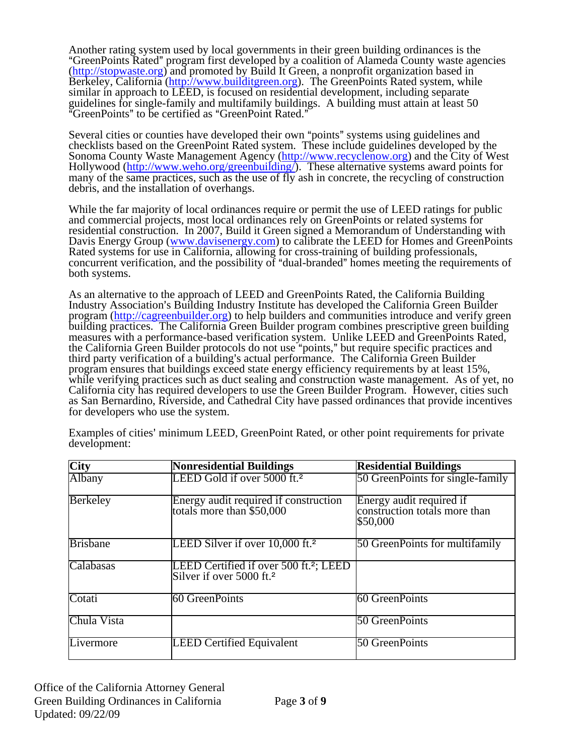Another rating system used by local governments in their green building ordinances is the "GreenPoints Rated" program first developed by a coalition of Alameda County waste agencies (http://stopwaste.org) and promoted by Build It Green, a nonprofit organization based in Berkeley, California (http://www.builditgreen.org). The GreenPoints Rated system, while similar in approach to LEED, is focused on residential development, including separate guidelines for single-family and multifamily buildings. A building must attain at least 50 "GreenPoints" to be certified as "GreenPoint Rated."

Several cities or counties have developed their own "points" systems using guidelines and checklists based on the GreenPoint Rated system. These include guidelines developed by the Sonoma County Waste Management Agency (http://www.recyclenow.org) and the City of West Hollywood (http://www.weho.org/greenbuilding/). These alternative systems award points for many of the same practices, such as the use of fly ash in concrete, the recycling of construction debris, and the installation of overhangs.

While the far majority of local ordinances require or permit the use of LEED ratings for public and commercial projects, most local ordinances rely on GreenPoints or related systems for residential construction. In 2007, Build it Green signed a Memorandum of Understanding with Davis Energy Group (www.davisenergy.com) to calibrate the LEED for Homes and GreenPoints Rated systems for use in California, allowing for cross-training of building professionals, concurrent verification, and the possibility of "dual-branded" homes meeting the requirements of both systems.

As an alternative to the approach of LEED and GreenPoints Rated, the California Building Industry Association's Building Industry Institute has developed the California Green Builder program (http://cagreenbuilder.org) to help builders and communities introduce and verify green building practices. The California Green Builder program combines prescriptive green building measures with a performance-based verification system. Unlike LEED and GreenPoints Rated, the California Green Builder protocols do not use "points," but require specific practices and third party verification of a building's actual performance. The California Green Builder program ensures that buildings exceed state energy efficiency requirements by at least 15%, while verifying practices such as duct sealing and construction waste management. As of yet, no California city has required developers to use the Green Builder Program. However, cities such as San Bernardino, Riverside, and Cathedral City have passed ordinances that provide incentives for developers who use the system.

Examples of cities' minimum LEED, GreenPoint Rated, or other point requirements for private development:

| City | Nonresidential Buildings | Residential Buildings |
|---|---|---|
| Albany | LEED Gold if over 5000 ft.$^2$ | 50 GreenPoints for single-family |
| Berkeley | Energy audit required if construction totals more than $50,000 | Energy audit required if construction totals more than $50,000 |
| Brisbane | LEED Silver if over 10,000 ft.$^2$ | 50 GreenPoints for multifamily |
| Calabasas | LEED Certified if over 500 ft.$^2$; LEED Silver if over 5000 ft.$^2$ | |
| Cotati | 60 GreenPoints | 60 GreenPoints |
| Chula Vista | | 50 GreenPoints |
| Livermore | LEED Certified Equivalent | 50 GreenPoints |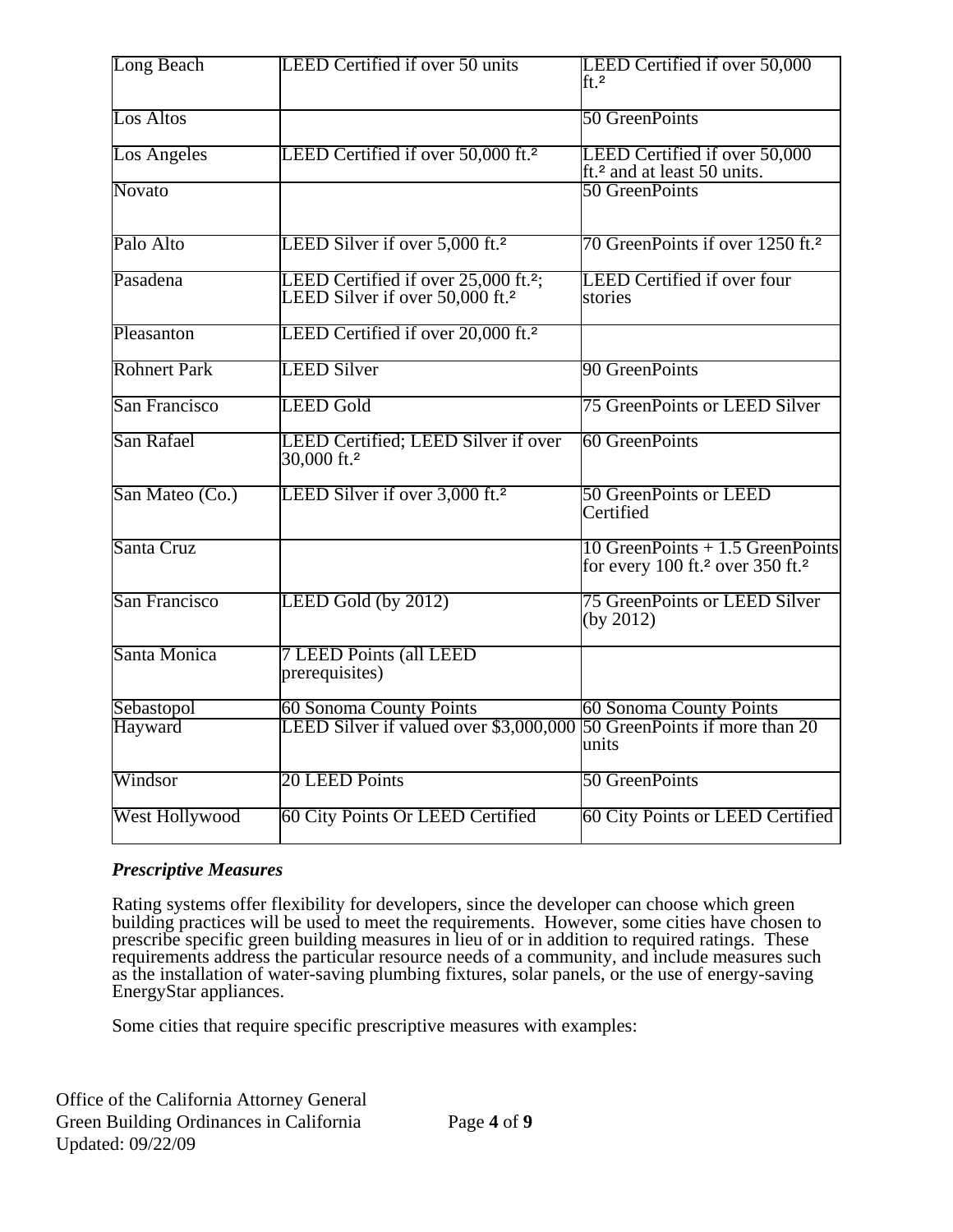| Long Beach | LEED Certified if over 50 units | LEED Certified if over 50,000 ft.² |
|---|---|---|
| Los Altos | | 50 GreenPoints |
| Los Angeles | LEED Certified if over 50,000 ft.² | LEED Certified if over 50,000 ft.² and at least 50 units. |
| Novato | | 50 GreenPoints |
| Palo Alto | LEED Silver if over 5,000 ft.² | 70 GreenPoints if over 1250 ft.² |
| Pasadena | LEED Certified if over 25,000 ft.²; LEED Silver if over 50,000 ft.² | LEED Certified if over four stories |
| Pleasanton | LEED Certified if over 20,000 ft.² | |
| Rohnert Park | LEED Silver | 90 GreenPoints |
| San Francisco | LEED Gold | 75 GreenPoints or LEED Silver |
| San Rafael | LEED Certified; LEED Silver if over 30,000 ft.² | 60 GreenPoints |
| San Mateo (Co.) | LEED Silver if over 3,000 ft.² | 50 GreenPoints or LEED Certified |
| Santa Cruz | | 10 GreenPoints + 1.5 GreenPoints for every 100 ft.² over 350 ft.² |
| San Francisco | LEED Gold (by 2012) | 75 GreenPoints or LEED Silver (by 2012) |
| Santa Monica | 7 LEED Points (all LEED prerequisites) | |
| Sebastopol | 60 Sonoma County Points | 60 Sonoma County Points |
| Hayward | LEED Silver if valued over $3,000,000 | 50 GreenPoints if more than 20 units |
| Windsor | 20 LEED Points | 50 GreenPoints |
| West Hollywood | 60 City Points Or LEED Certified | 60 City Points or LEED Certified |

### *Prescriptive Measures*

Rating systems offer flexibility for developers, since the developer can choose which green building practices will be used to meet the requirements. However, some cities have chosen to prescribe specific green building measures in lieu of or in addition to required ratings. These requirements address the particular resource needs of a community, and include measures such as the installation of water-saving plumbing fixtures, solar panels, or the use of energy-saving EnergyStar appliances.

Some cities that require specific prescriptive measures with examples: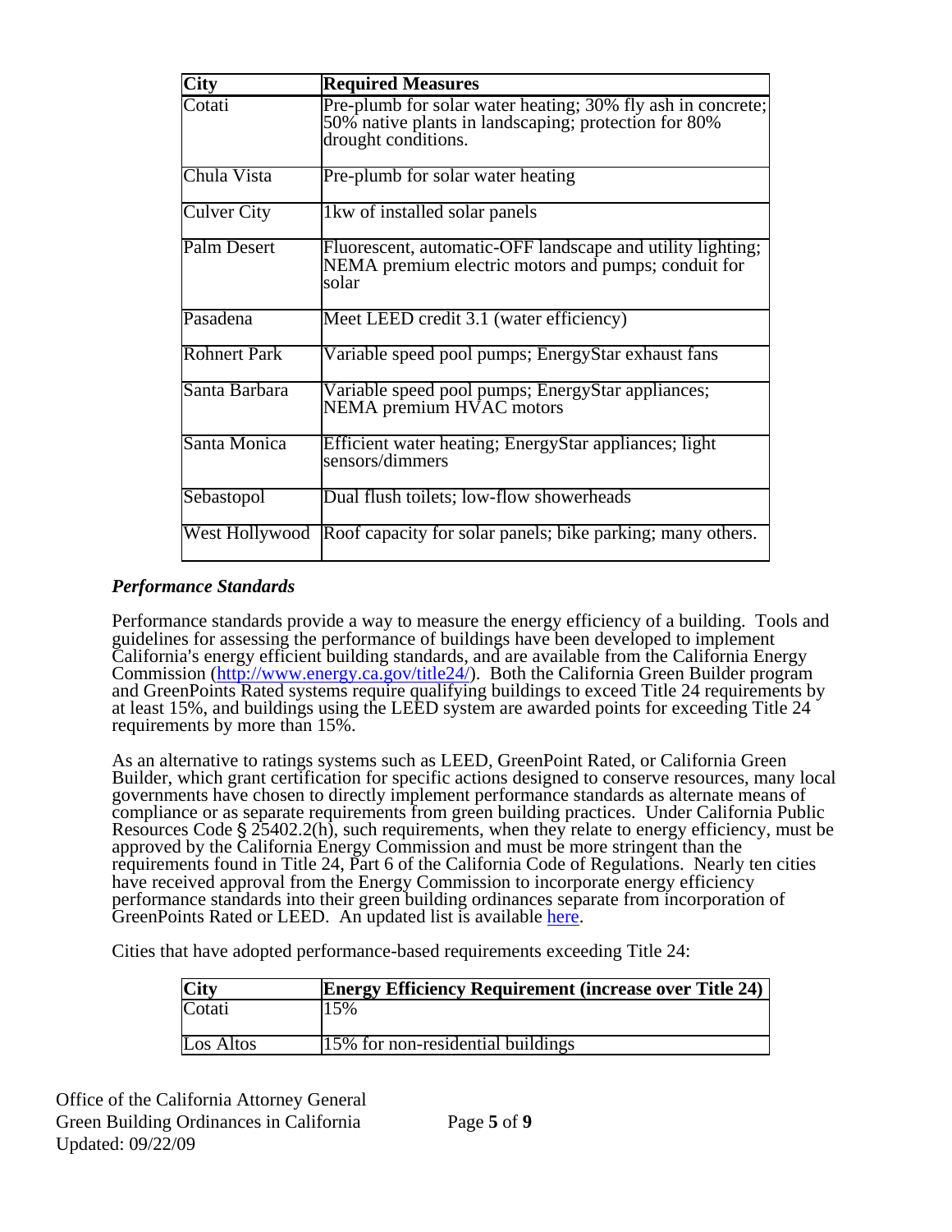| City | Required Measures |
| --- | --- |
| Cotati | Pre-plumb for solar water heating; 30% fly ash in concrete; 50% native plants in landscaping; protection for 80% drought conditions. |
| Chula Vista | Pre-plumb for solar water heating |
| Culver City | 1kw of installed solar panels |
| Palm Desert | Fluorescent, automatic-OFF landscape and utility lighting; NEMA premium electric motors and pumps; conduit for solar |
| Pasadena | Meet LEED credit 3.1 (water efficiency) |
| Rohnert Park | Variable speed pool pumps; EnergyStar exhaust fans |
| Santa Barbara | Variable speed pool pumps; EnergyStar appliances; NEMA premium HVAC motors |
| Santa Monica | Efficient water heating; EnergyStar appliances; light sensors/dimmers |
| Sebastopol | Dual flush toilets; low-flow showerheads |
| West Hollywood | Roof capacity for solar panels; bike parking; many others. |

### *Performance Standards*

Performance standards provide a way to measure the energy efficiency of a building. Tools and guidelines for assessing the performance of buildings have been developed to implement California's energy efficient building standards, and are available from the California Energy Commission (http://www.energy.ca.gov/title24/). Both the California Green Builder program and GreenPoints Rated systems require qualifying buildings to exceed Title 24 requirements by at least 15%, and buildings using the LEED system are awarded points for exceeding Title 24 requirements by more than 15%.

As an alternative to ratings systems such as LEED, GreenPoint Rated, or California Green Builder, which grant certification for specific actions designed to conserve resources, many local governments have chosen to directly implement performance standards as alternate means of compliance or as separate requirements from green building practices. Under California Public Resources Code § 25402.2(h), such requirements, when they relate to energy efficiency, must be approved by the California Energy Commission and must be more stringent than the requirements found in Title 24, Part 6 of the California Code of Regulations. Nearly ten cities have received approval from the Energy Commission to incorporate energy efficiency performance standards into their green building ordinances separate from incorporation of GreenPoints Rated or LEED. An updated list is available here.

Cities that have adopted performance-based requirements exceeding Title 24:

| City | Energy Efficiency Requirement (increase over Title 24) |
| --- | --- |
| Cotati | 15% |
| Los Altos | 15% for non-residential buildings |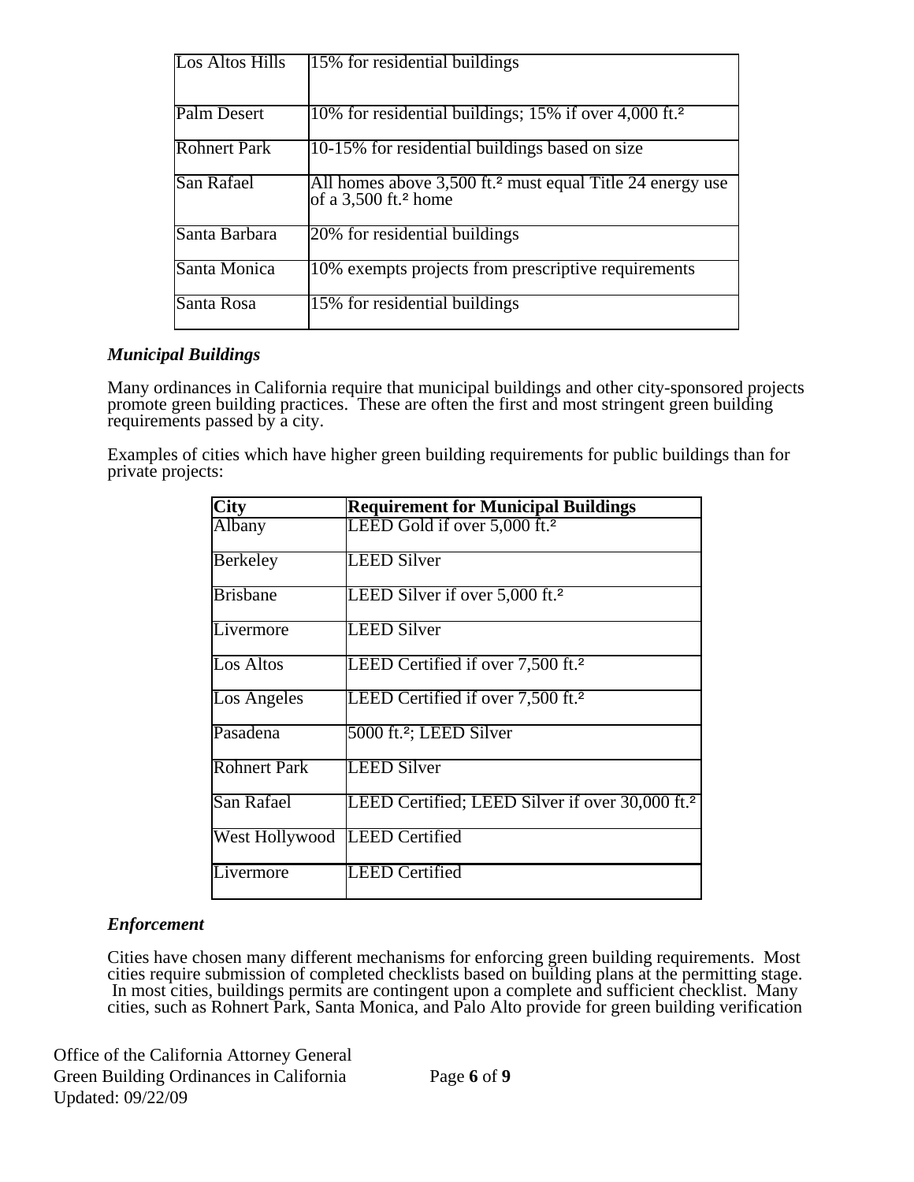| | |
|---|---|
| Los Altos Hills | 15% for residential buildings |
| Palm Desert | 10% for residential buildings; 15% if over 4,000 ft.² |
| Rohnert Park | 10-15% for residential buildings based on size |
| San Rafael | All homes above 3,500 ft.² must equal Title 24 energy use of a 3,500 ft.² home |
| Santa Barbara | 20% for residential buildings |
| Santa Monica | 10% exempts projects from prescriptive requirements |
| Santa Rosa | 15% for residential buildings |

### *Municipal Buildings*

Many ordinances in California require that municipal buildings and other city-sponsored projects promote green building practices. These are often the first and most stringent green building requirements passed by a city.

Examples of cities which have higher green building requirements for public buildings than for private projects:

| City | Requirement for Municipal Buildings |
|---|---|
| Albany | LEED Gold if over 5,000 ft.² |
| Berkeley | LEED Silver |
| Brisbane | LEED Silver if over 5,000 ft.² |
| Livermore | LEED Silver |
| Los Altos | LEED Certified if over 7,500 ft.² |
| Los Angeles | LEED Certified if over 7,500 ft.² |
| Pasadena | 5000 ft.²; LEED Silver |
| Rohnert Park | LEED Silver |
| San Rafael | LEED Certified; LEED Silver if over 30,000 ft.² |
| West Hollywood | LEED Certified |
| Livermore | LEED Certified |

### *Enforcement*

Cities have chosen many different mechanisms for enforcing green building requirements. Most cities require submission of completed checklists based on building plans at the permitting stage. In most cities, buildings permits are contingent upon a complete and sufficient checklist. Many cities, such as Rohnert Park, Santa Monica, and Palo Alto provide for green building verification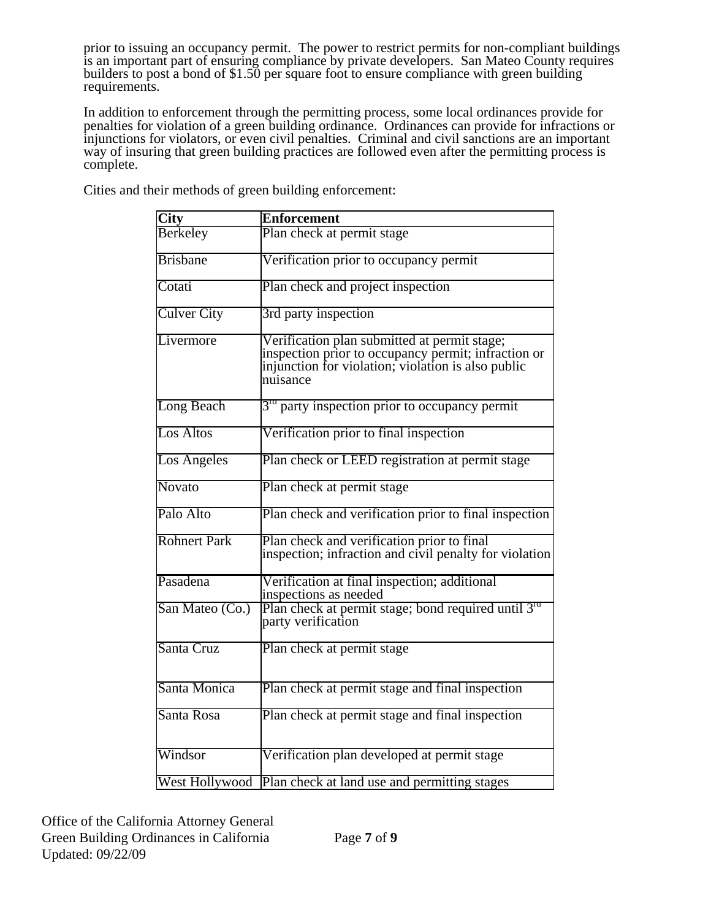prior to issuing an occupancy permit. The power to restrict permits for non-compliant buildings is an important part of ensuring compliance by private developers. San Mateo County requires builders to post a bond of $1.50 per square foot to ensure compliance with green building requirements.

In addition to enforcement through the permitting process, some local ordinances provide for penalties for violation of a green building ordinance. Ordinances can provide for infractions or injunctions for violators, or even civil penalties. Criminal and civil sanctions are an important way of insuring that green building practices are followed even after the permitting process is complete.

Cities and their methods of green building enforcement:

| City | Enforcement |
|---|---|
| Berkeley | Plan check at permit stage |
| Brisbane | Verification prior to occupancy permit |
| Cotati | Plan check and project inspection |
| Culver City | 3rd party inspection |
| Livermore | Verification plan submitted at permit stage; inspection prior to occupancy permit; infraction or injunction for violation; violation is also public nuisance |
| Long Beach | 3rd party inspection prior to occupancy permit |
| Los Altos | Verification prior to final inspection |
| Los Angeles | Plan check or LEED registration at permit stage |
| Novato | Plan check at permit stage |
| Palo Alto | Plan check and verification prior to final inspection |
| Rohnert Park | Plan check and verification prior to final inspection; infraction and civil penalty for violation |
| Pasadena | Verification at final inspection; additional inspections as needed |
| San Mateo (Co.) | Plan check at permit stage; bond required until 3rd party verification |
| Santa Cruz | Plan check at permit stage |
| Santa Monica | Plan check at permit stage and final inspection |
| Santa Rosa | Plan check at permit stage and final inspection |
| Windsor | Verification plan developed at permit stage |
| West Hollywood | Plan check at land use and permitting stages |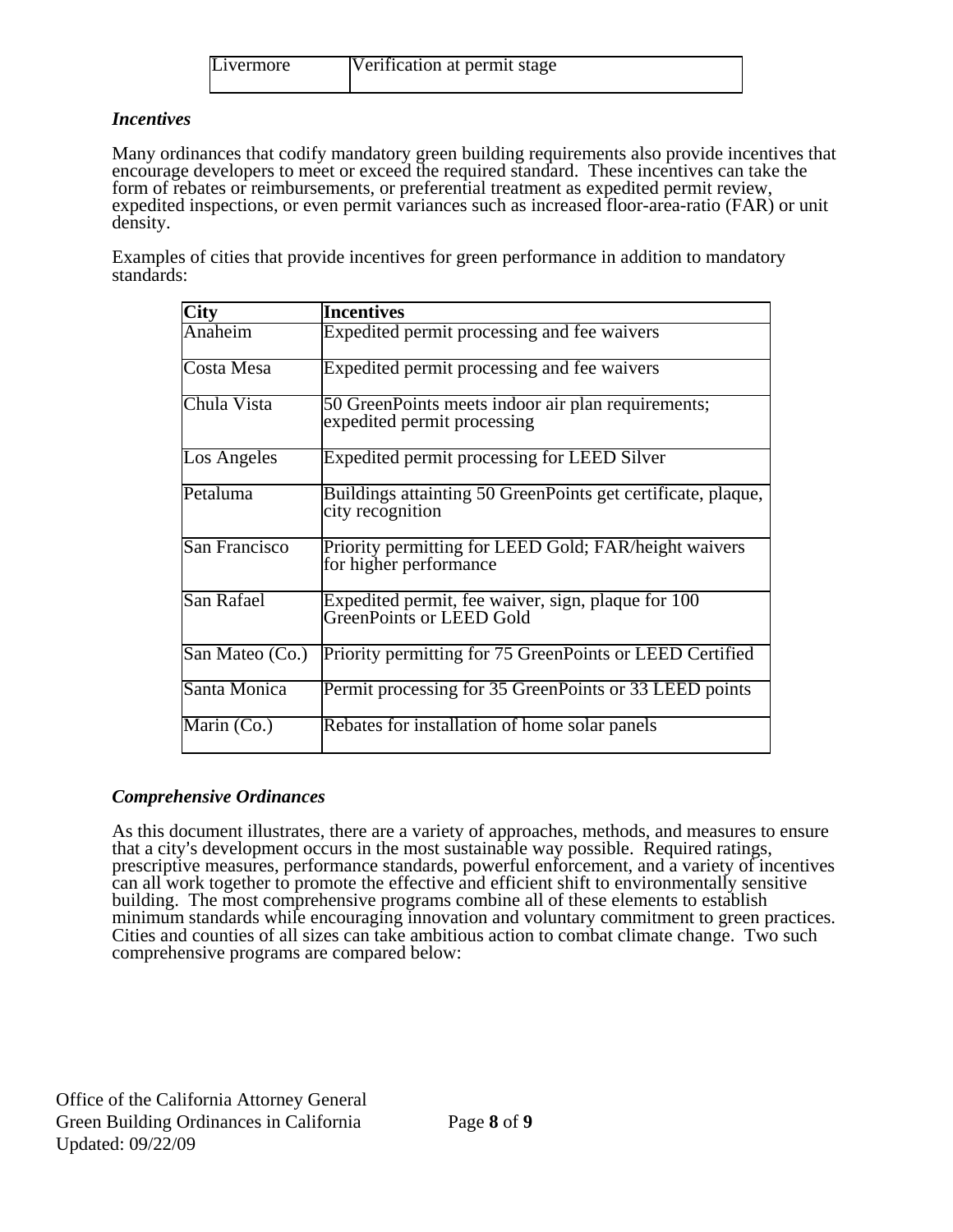| Livermore | Verification at permit stage |
|---|---|

### *Incentives*

Many ordinances that codify mandatory green building requirements also provide incentives that encourage developers to meet or exceed the required standard. These incentives can take the form of rebates or reimbursements, or preferential treatment as expedited permit review, expedited inspections, or even permit variances such as increased floor-area-ratio (FAR) or unit density.

Examples of cities that provide incentives for green performance in addition to mandatory standards:

| City | Incentives |
|---|---|
| Anaheim | Expedited permit processing and fee waivers |
| Costa Mesa | Expedited permit processing and fee waivers |
| Chula Vista | 50 GreenPoints meets indoor air plan requirements; expedited permit processing |
| Los Angeles | Expedited permit processing for LEED Silver |
| Petaluma | Buildings attainting 50 GreenPoints get certificate, plaque, city recognition |
| San Francisco | Priority permitting for LEED Gold; FAR/height waivers for higher performance |
| San Rafael | Expedited permit, fee waiver, sign, plaque for 100 GreenPoints or LEED Gold |
| San Mateo (Co.) | Priority permitting for 75 GreenPoints or LEED Certified |
| Santa Monica | Permit processing for 35 GreenPoints or 33 LEED points |
| Marin (Co.) | Rebates for installation of home solar panels |

### *Comprehensive Ordinances*

As this document illustrates, there are a variety of approaches, methods, and measures to ensure that a city's development occurs in the most sustainable way possible. Required ratings, prescriptive measures, performance standards, powerful enforcement, and a variety of incentives can all work together to promote the effective and efficient shift to environmentally sensitive building. The most comprehensive programs combine all of these elements to establish minimum standards while encouraging innovation and voluntary commitment to green practices. Cities and counties of all sizes can take ambitious action to combat climate change. Two such comprehensive programs are compared below: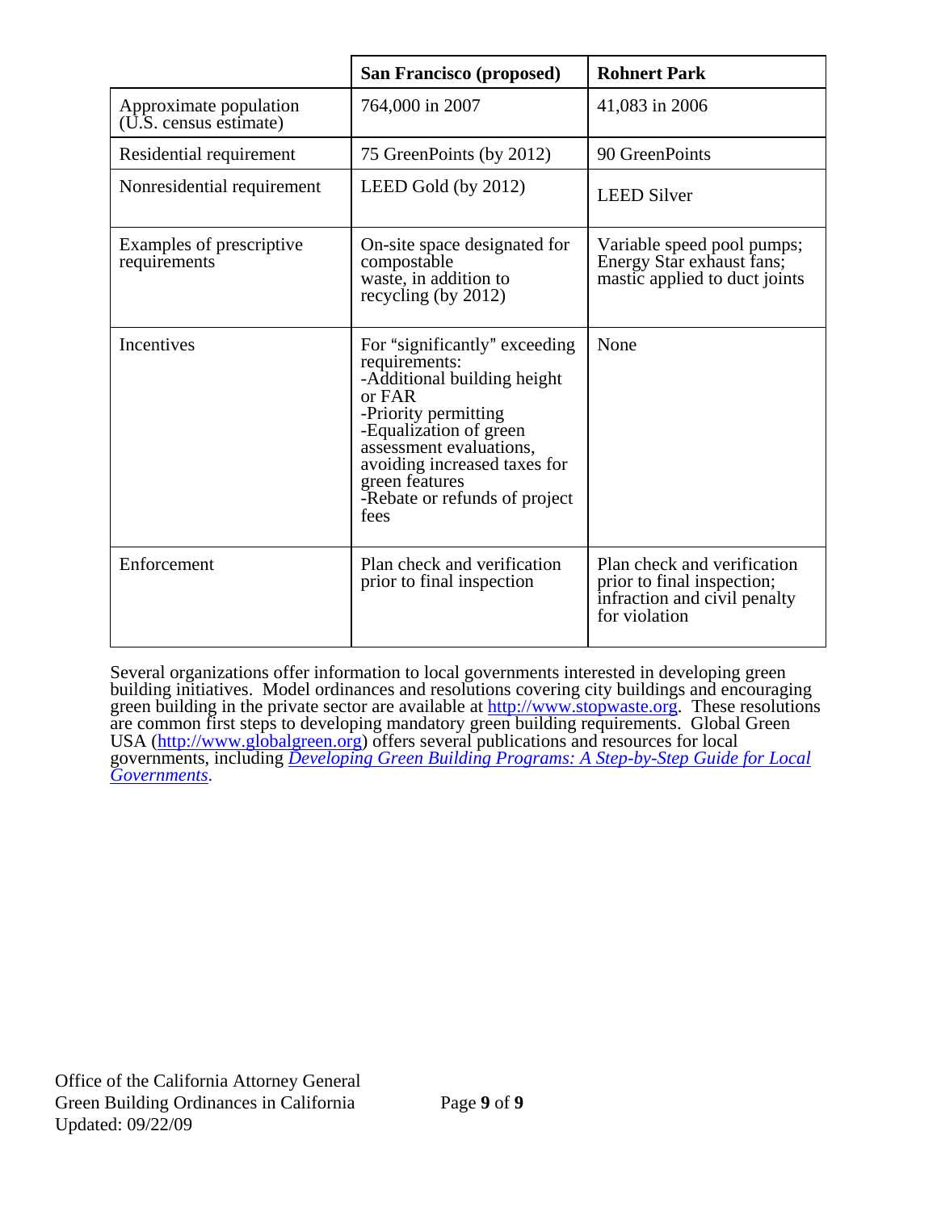| | San Francisco (proposed) | Rohnert Park |
|---|---|---|
| Approximate population (U.S. census estimate) | 764,000 in 2007 | 41,083 in 2006 |
| Residential requirement | 75 GreenPoints (by 2012) | 90 GreenPoints |
| Nonresidential requirement | LEED Gold (by 2012) | LEED Silver |
| Examples of prescriptive requirements | On-site space designated for compostable waste, in addition to recycling (by 2012) | Variable speed pool pumps; Energy Star exhaust fans; mastic applied to duct joints |
| Incentives | For "significantly" exceeding requirements:<br>-Additional building height or FAR<br>-Priority permitting<br>-Equalization of green assessment evaluations, avoiding increased taxes for green features<br>-Rebate or refunds of project fees | None |
| Enforcement | Plan check and verification prior to final inspection | Plan check and verification prior to final inspection; infraction and civil penalty for violation |

Several organizations offer information to local governments interested in developing green building initiatives. Model ordinances and resolutions covering city buildings and encouraging green building in the private sector are available at http://www.stopwaste.org. These resolutions are common first steps to developing mandatory green building requirements. Global Green USA (http://www.globalgreen.org) offers several publications and resources for local governments, including *Developing Green Building Programs: A Step-by-Step Guide for Local Governments*.